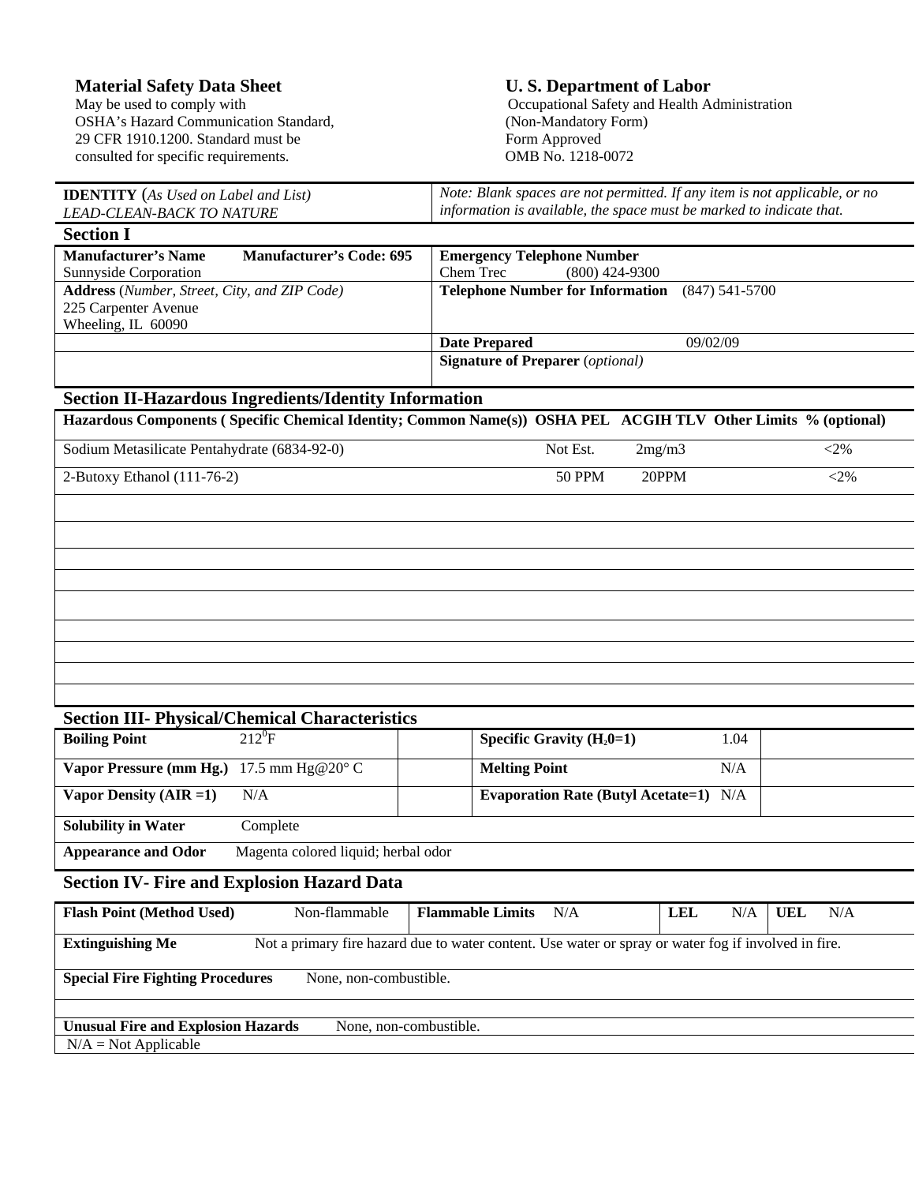**Material Safety Data Sheet**
May be used to comply with
OSHA's Hazard Communication Standard,
29 CFR 1910.1200. Standard must be
consulted for specific requirements.

**U. S. Department of Labor**
Occupational Safety and Health Administration
(Non-Mandatory Form)
Form Approved
OMB No. 1218-0072

| **IDENTITY** (*As Used on Label and List*) *LEAD-CLEAN-BACK TO NATURE* | *Note: Blank spaces are not permitted. If any item is not applicable, or no information is available, the space must be marked to indicate that.* |
|---|---|

## Section I

| **Manufacturer's Name** **Manufacturer's Code: 695** Sunnyside Corporation | **Emergency Telephone Number** Chem Trec (800) 424-9300 |
|---|---|
| **Address** (*Number, Street, City, and ZIP Code*) 225 Carpenter Avenue Wheeling, IL 60090 | **Telephone Number for Information** (847) 541-5700 |
| | **Date Prepared** 09/02/09 |
| | **Signature of Preparer** (*optional*) |

## Section II-Hazardous Ingredients/Identity Information

| Hazardous Components (Specific Chemical Identity; Common Name(s)) | OSHA PEL | ACGIH TLV | Other Limits | % (optional) |
|---|---|---|---|---|
| Sodium Metasilicate Pentahydrate (6834-92-0) | Not Est. | 2mg/m3 | | <2% |
| 2-Butoxy Ethanol (111-76-2) | 50 PPM | 20PPM | | <2% |

## Section III- Physical/Chemical Characteristics

| | | | | |
|---|---|---|---|---|
| **Boiling Point** | $212^0$F | **Specific Gravity ($H_20$=1)** | 1.04 | |
| **Vapor Pressure (mm Hg.)** | 17.5 mm Hg@20° C | **Melting Point** | N/A | |
| **Vapor Density (AIR =1)** | N/A | **Evaporation Rate (Butyl Acetate=1)** | N/A | |
| **Solubility in Water** | Complete | | | |
| **Appearance and Odor** | Magenta colored liquid; herbal odor | | | |

## Section IV- Fire and Explosion Hazard Data

| | | | | | |
|---|---|---|---|---|---|
| **Flash Point (Method Used)** | Non-flammable | **Flammable Limits** N/A | **LEL** N/A | **UEL** N/A | |

**Extinguishing Me** Not a primary fire hazard due to water content. Use water or spray or water fog if involved in fire.

**Special Fire Fighting Procedures** None, non-combustible.

**Unusual Fire and Explosion Hazards** None, non-combustible.

N/A = Not Applicable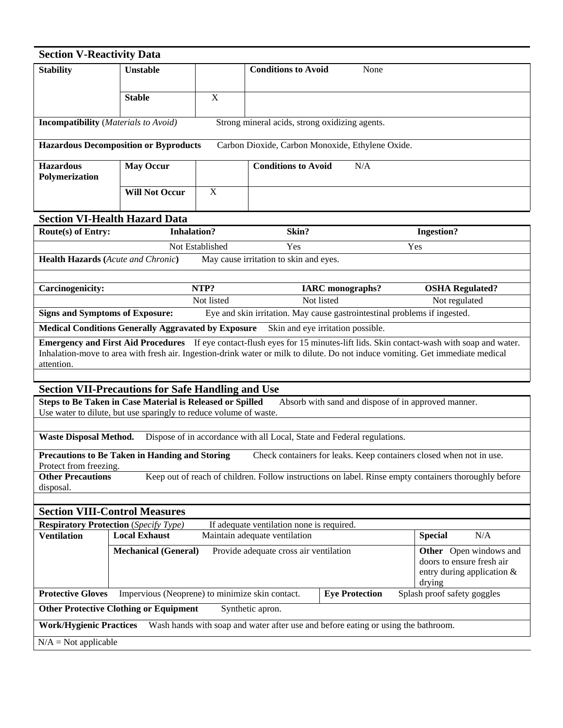## Section V-Reactivity Data

| | | | |
|---|---|---|---|
| **Stability** | **Unstable** | | **Conditions to Avoid** None |
| | **Stable** | X | |

**Incompatibility** (*Materials to Avoid*) Strong mineral acids, strong oxidizing agents.

**Hazardous Decomposition or Byproducts** Carbon Dioxide, Carbon Monoxide, Ethylene Oxide.

| | | | |
|---|---|---|---|
| **Hazardous Polymerization** | **May Occur** | | **Conditions to Avoid** N/A |
| | **Will Not Occur** | X | |

## Section VI-Health Hazard Data

| **Route(s) of Entry:** | **Inhalation?** | **Skin?** | **Ingestion?** |
|---|---|---|---|
| | Not Established | Yes | Yes |

**Health Hazards (***Acute and Chronic***)** May cause irritation to skin and eyes.

| **Carcinogenicity:** | **NTP?** | **IARC monographs?** | **OSHA Regulated?** |
|---|---|---|---|
| | Not listed | Not listed | Not regulated |

**Signs and Symptoms of Exposure:** Eye and skin irritation. May cause gastrointestinal problems if ingested.

**Medical Conditions Generally Aggravated by Exposure** Skin and eye irritation possible.

**Emergency and First Aid Procedures** If eye contact-flush eyes for 15 minutes-lift lids. Skin contact-wash with soap and water. Inhalation-move to area with fresh air. Ingestion-drink water or milk to dilute. Do not induce vomiting. Get immediate medical attention.

## Section VII-Precautions for Safe Handling and Use

**Steps to Be Taken in Case Material is Released or Spilled** Absorb with sand and dispose of in approved manner. Use water to dilute, but use sparingly to reduce volume of waste.

**Waste Disposal Method.** Dispose of in accordance with all Local, State and Federal regulations.

**Precautions to Be Taken in Handing and Storing** Check containers for leaks. Keep containers closed when not in use. Protect from freezing.

**Other Precautions** Keep out of reach of children. Follow instructions on label. Rinse empty containers thoroughly before disposal.

## Section VIII-Control Measures

**Respiratory Protection** (*Specify Type*) If adequate ventilation none is required.

| | | |
|---|---|---|
| **Ventilation** | **Local Exhaust** Maintain adequate ventilation | **Special** N/A |
| | **Mechanical (General)** Provide adequate cross air ventilation | **Other** Open windows and doors to ensure fresh air entry during application & drying |

| | |
|---|---|
| **Protective Gloves** Impervious (Neoprene) to minimize skin contact. | **Eye Protection** Splash proof safety goggles |

**Other Protective Clothing or Equipment** Synthetic apron.

**Work/Hygienic Practices** Wash hands with soap and water after use and before eating or using the bathroom.

N/A = Not applicable